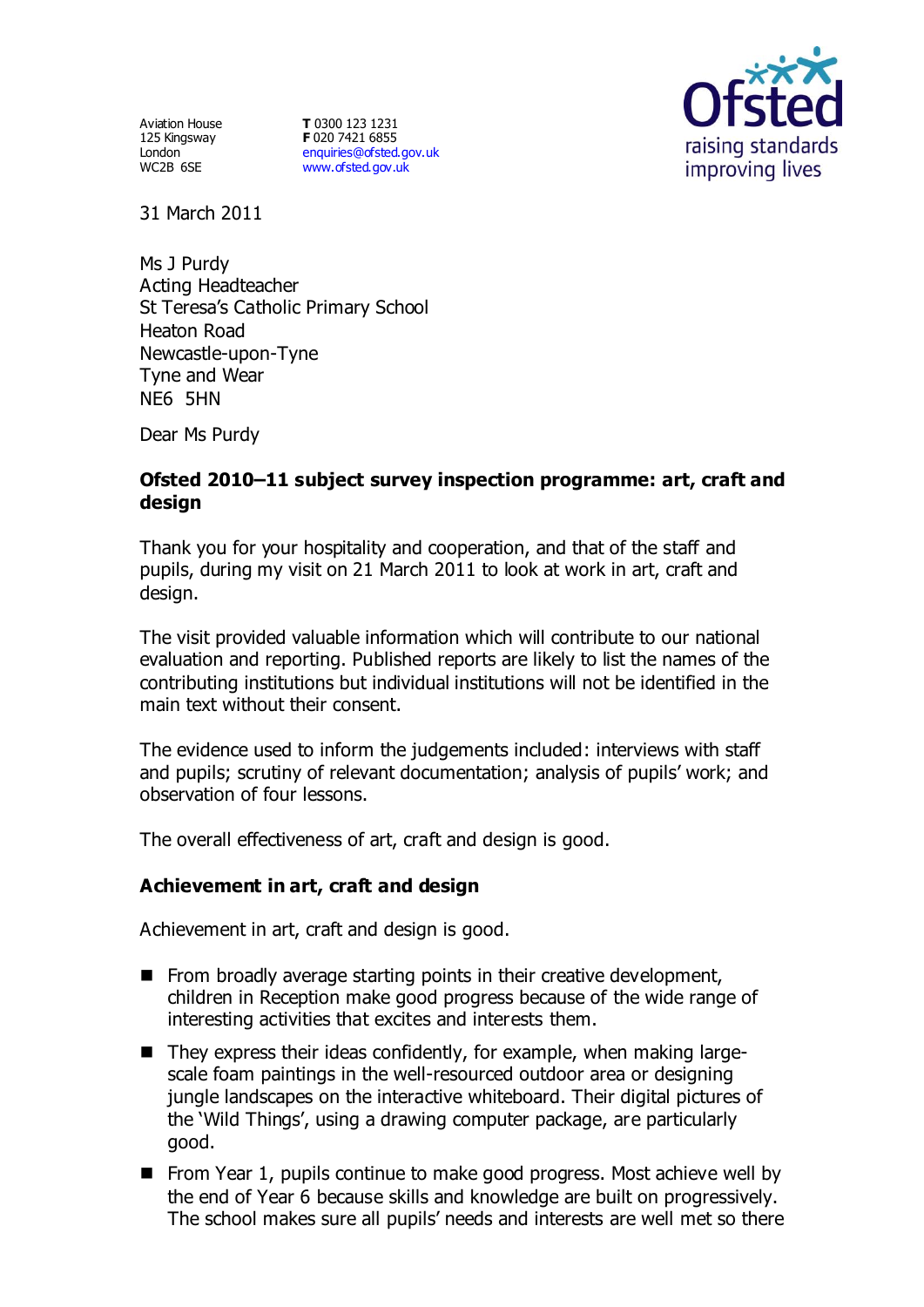Aviation House
125 Kingsway
London
WC2B 6SE

**T** 0300 123 1231
**F** 020 7421 6855
enquiries@ofsted.gov.uk
www.ofsted.gov.uk

Ofsted
raising standards
improving lives

31 March 2011

Ms J Purdy
Acting Headteacher
St Teresa's Catholic Primary School
Heaton Road
Newcastle-upon-Tyne
Tyne and Wear
NE6 5HN

Dear Ms Purdy

**Ofsted 2010–11 subject survey inspection programme: art, craft and design**

Thank you for your hospitality and cooperation, and that of the staff and pupils, during my visit on 21 March 2011 to look at work in art, craft and design.

The visit provided valuable information which will contribute to our national evaluation and reporting. Published reports are likely to list the names of the contributing institutions but individual institutions will not be identified in the main text without their consent.

The evidence used to inform the judgements included: interviews with staff and pupils; scrutiny of relevant documentation; analysis of pupils' work; and observation of four lessons.

The overall effectiveness of art, craft and design is good.

## Achievement in art, craft and design

Achievement in art, craft and design is good.

- From broadly average starting points in their creative development, children in Reception make good progress because of the wide range of interesting activities that excites and interests them.
- They express their ideas confidently, for example, when making large-scale foam paintings in the well-resourced outdoor area or designing jungle landscapes on the interactive whiteboard. Their digital pictures of the 'Wild Things', using a drawing computer package, are particularly good.
- From Year 1, pupils continue to make good progress. Most achieve well by the end of Year 6 because skills and knowledge are built on progressively. The school makes sure all pupils' needs and interests are well met so there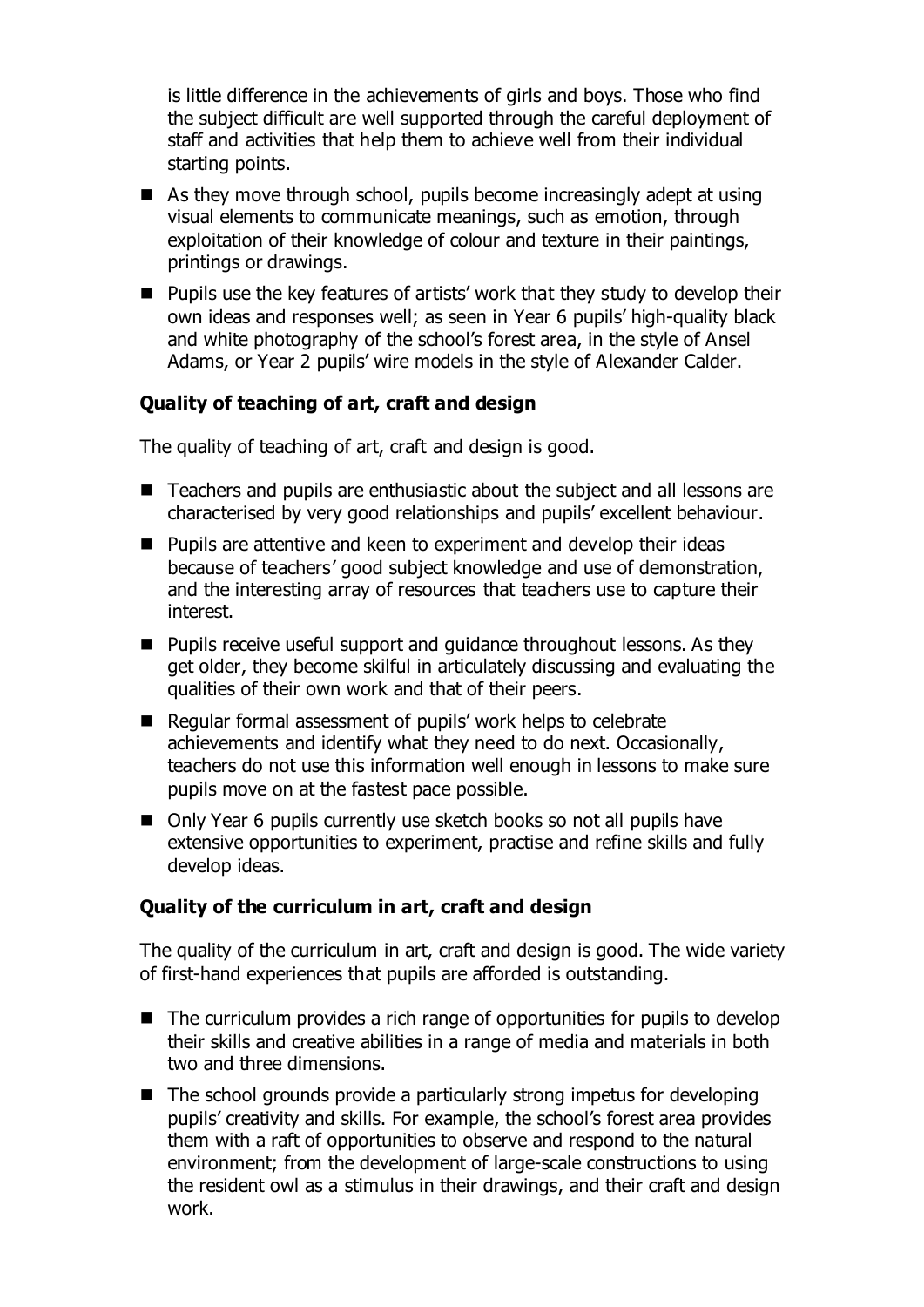is little difference in the achievements of girls and boys. Those who find the subject difficult are well supported through the careful deployment of staff and activities that help them to achieve well from their individual starting points.

- As they move through school, pupils become increasingly adept at using visual elements to communicate meanings, such as emotion, through exploitation of their knowledge of colour and texture in their paintings, printings or drawings.
- Pupils use the key features of artists' work that they study to develop their own ideas and responses well; as seen in Year 6 pupils' high-quality black and white photography of the school's forest area, in the style of Ansel Adams, or Year 2 pupils' wire models in the style of Alexander Calder.

### Quality of teaching of art, craft and design

The quality of teaching of art, craft and design is good.

- Teachers and pupils are enthusiastic about the subject and all lessons are characterised by very good relationships and pupils' excellent behaviour.
- Pupils are attentive and keen to experiment and develop their ideas because of teachers' good subject knowledge and use of demonstration, and the interesting array of resources that teachers use to capture their interest.
- Pupils receive useful support and guidance throughout lessons. As they get older, they become skilful in articulately discussing and evaluating the qualities of their own work and that of their peers.
- Regular formal assessment of pupils' work helps to celebrate achievements and identify what they need to do next. Occasionally, teachers do not use this information well enough in lessons to make sure pupils move on at the fastest pace possible.
- Only Year 6 pupils currently use sketch books so not all pupils have extensive opportunities to experiment, practise and refine skills and fully develop ideas.

### Quality of the curriculum in art, craft and design

The quality of the curriculum in art, craft and design is good. The wide variety of first-hand experiences that pupils are afforded is outstanding.

- The curriculum provides a rich range of opportunities for pupils to develop their skills and creative abilities in a range of media and materials in both two and three dimensions.
- The school grounds provide a particularly strong impetus for developing pupils' creativity and skills. For example, the school's forest area provides them with a raft of opportunities to observe and respond to the natural environment; from the development of large-scale constructions to using the resident owl as a stimulus in their drawings, and their craft and design work.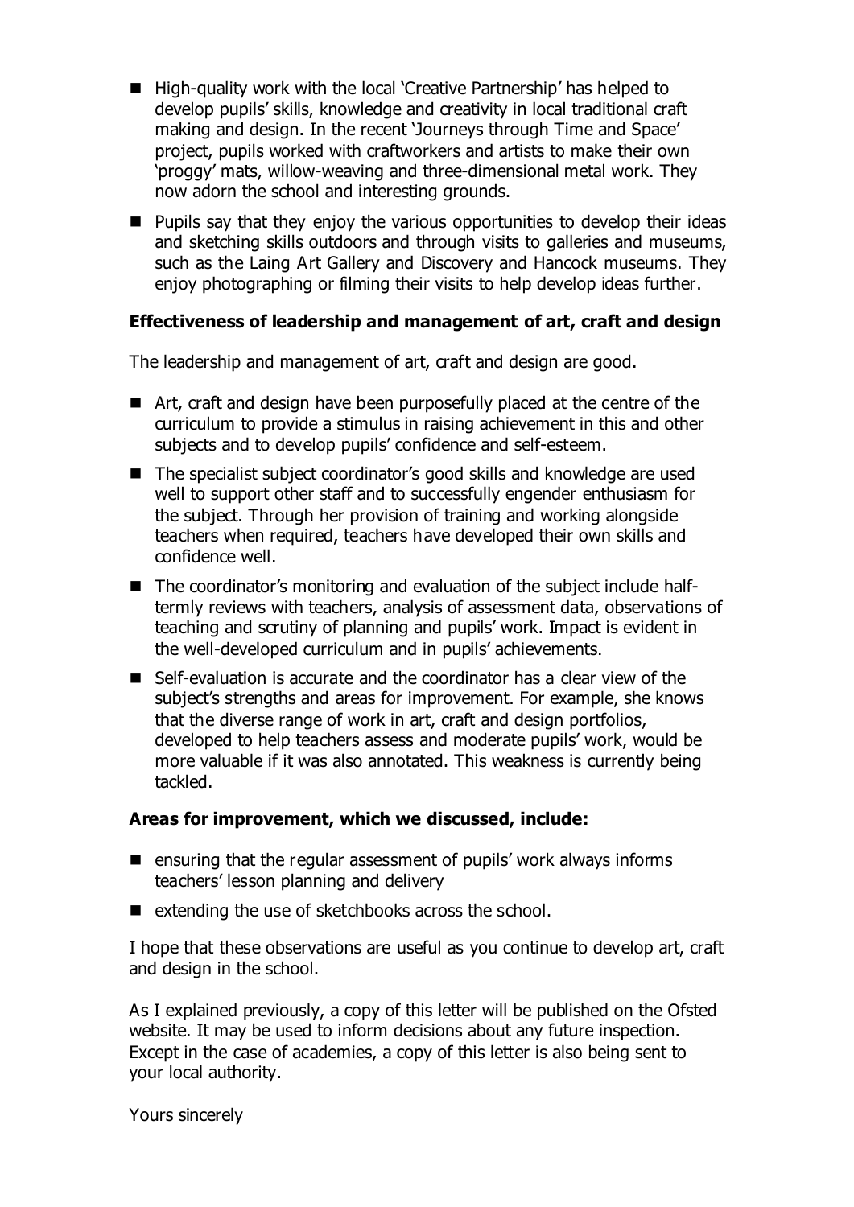- High-quality work with the local 'Creative Partnership' has helped to develop pupils' skills, knowledge and creativity in local traditional craft making and design. In the recent 'Journeys through Time and Space' project, pupils worked with craftworkers and artists to make their own 'proggy' mats, willow-weaving and three-dimensional metal work. They now adorn the school and interesting grounds.
- Pupils say that they enjoy the various opportunities to develop their ideas and sketching skills outdoors and through visits to galleries and museums, such as the Laing Art Gallery and Discovery and Hancock museums. They enjoy photographing or filming their visits to help develop ideas further.

**Effectiveness of leadership and management of art, craft and design**

The leadership and management of art, craft and design are good.

- Art, craft and design have been purposefully placed at the centre of the curriculum to provide a stimulus in raising achievement in this and other subjects and to develop pupils' confidence and self-esteem.
- The specialist subject coordinator's good skills and knowledge are used well to support other staff and to successfully engender enthusiasm for the subject. Through her provision of training and working alongside teachers when required, teachers have developed their own skills and confidence well.
- The coordinator's monitoring and evaluation of the subject include half-termly reviews with teachers, analysis of assessment data, observations of teaching and scrutiny of planning and pupils' work. Impact is evident in the well-developed curriculum and in pupils' achievements.
- Self-evaluation is accurate and the coordinator has a clear view of the subject's strengths and areas for improvement. For example, she knows that the diverse range of work in art, craft and design portfolios, developed to help teachers assess and moderate pupils' work, would be more valuable if it was also annotated. This weakness is currently being tackled.

**Areas for improvement, which we discussed, include:**

- ensuring that the regular assessment of pupils' work always informs teachers' lesson planning and delivery
- extending the use of sketchbooks across the school.

I hope that these observations are useful as you continue to develop art, craft and design in the school.

As I explained previously, a copy of this letter will be published on the Ofsted website. It may be used to inform decisions about any future inspection. Except in the case of academies, a copy of this letter is also being sent to your local authority.

Yours sincerely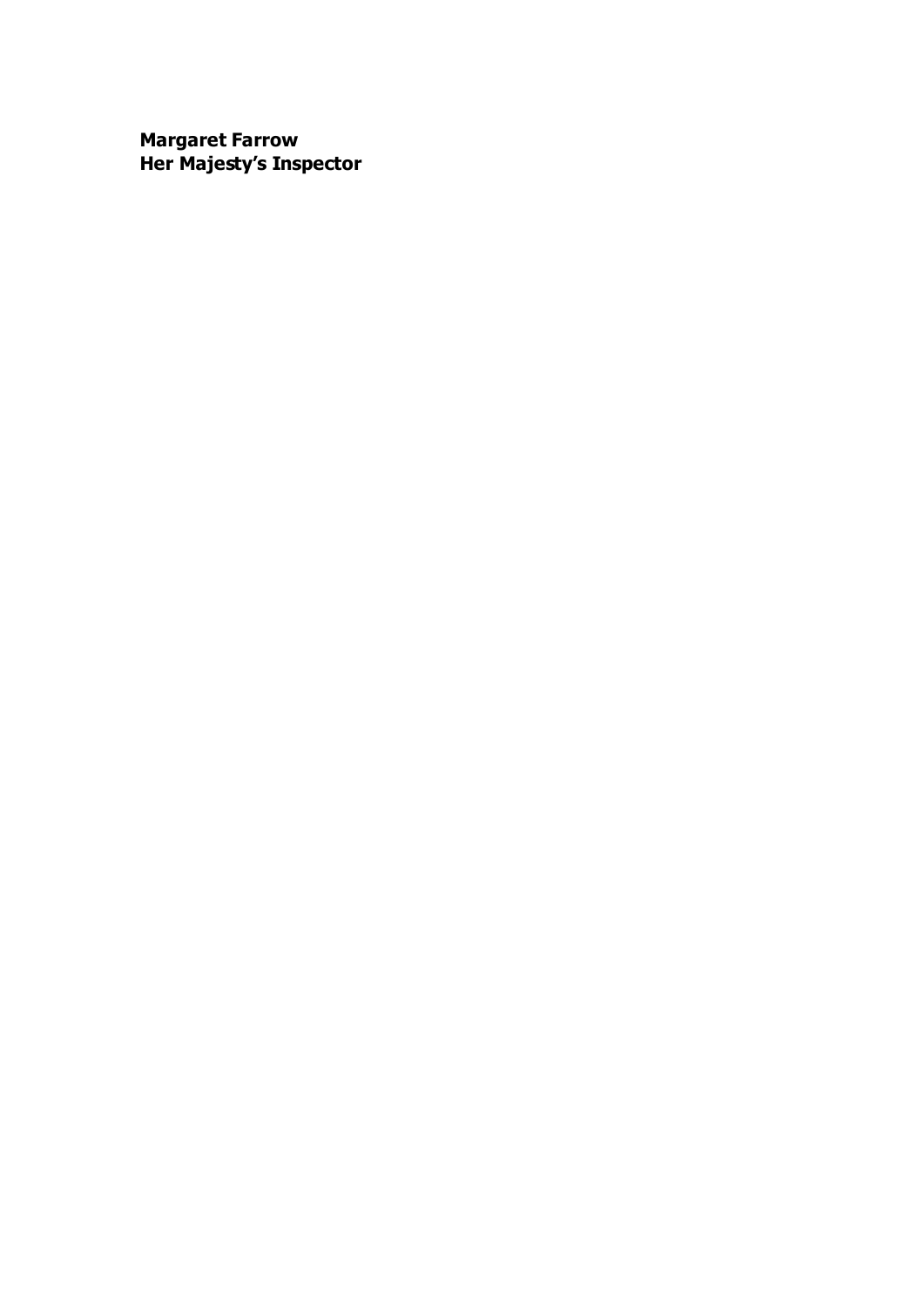**Margaret Farrow**
**Her Majesty's Inspector**